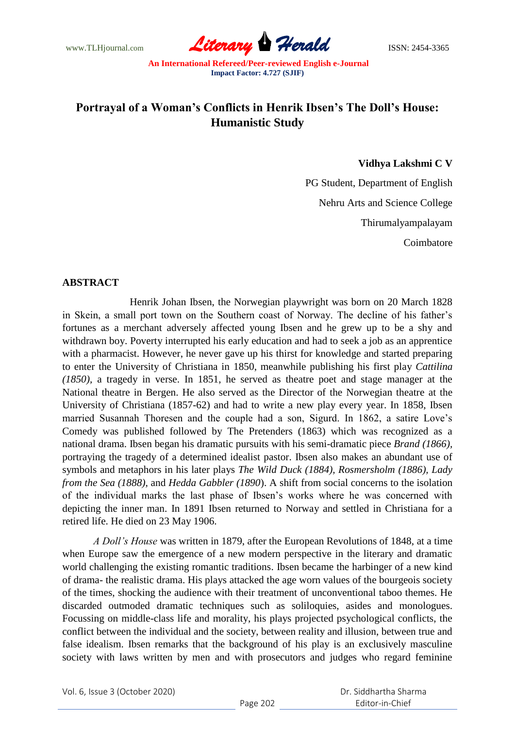# Portrayal of a Woman's Conflicts in Henrik Ibsen's The Doll's House: Humanistic Study

**Vidhya Lakshmi C V**

PG Student, Department of English

Nehru Arts and Science College

Thirumalyampalayam

Coimbatore

## ABSTRACT

Henrik Johan Ibsen, the Norwegian playwright was born on 20 March 1828 in Skein, a small port town on the Southern coast of Norway. The decline of his father's fortunes as a merchant adversely affected young Ibsen and he grew up to be a shy and withdrawn boy. Poverty interrupted his early education and had to seek a job as an apprentice with a pharmacist. However, he never gave up his thirst for knowledge and started preparing to enter the University of Christiana in 1850, meanwhile publishing his first play *Cattilina (1850),* a tragedy in verse. In 1851, he served as theatre poet and stage manager at the National theatre in Bergen. He also served as the Director of the Norwegian theatre at the University of Christiana (1857-62) and had to write a new play every year. In 1858, Ibsen married Susannah Thoresen and the couple had a son, Sigurd. In 1862, a satire Love's Comedy was published followed by The Pretenders (1863) which was recognized as a national drama. Ibsen began his dramatic pursuits with his semi-dramatic piece *Brand (1866),* portraying the tragedy of a determined idealist pastor. Ibsen also makes an abundant use of symbols and metaphors in his later plays *The Wild Duck (1884), Rosmersholm (1886), Lady from the Sea (1888),* and *Hedda Gabbler (1890*). A shift from social concerns to the isolation of the individual marks the last phase of Ibsen's works where he was concerned with depicting the inner man. In 1891 Ibsen returned to Norway and settled in Christiana for a retired life. He died on 23 May 1906.

*A Doll's House* was written in 1879, after the European Revolutions of 1848, at a time when Europe saw the emergence of a new modern perspective in the literary and dramatic world challenging the existing romantic traditions. Ibsen became the harbinger of a new kind of drama- the realistic drama. His plays attacked the age worn values of the bourgeois society of the times, shocking the audience with their treatment of unconventional taboo themes. He discarded outmoded dramatic techniques such as soliloquies, asides and monologues. Focussing on middle-class life and morality, his plays projected psychological conflicts, the conflict between the individual and the society, between reality and illusion, between true and false idealism. Ibsen remarks that the background of his play is an exclusively masculine society with laws written by men and with prosecutors and judges who regard feminine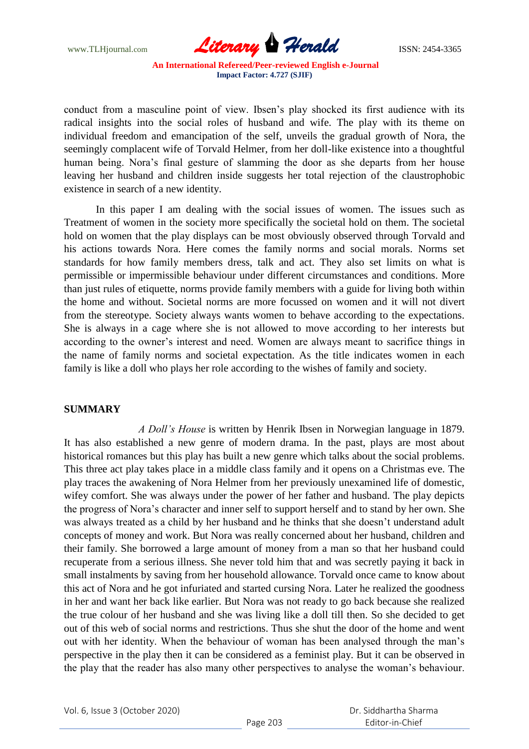conduct from a masculine point of view. Ibsen's play shocked its first audience with its radical insights into the social roles of husband and wife. The play with its theme on individual freedom and emancipation of the self, unveils the gradual growth of Nora, the seemingly complacent wife of Torvald Helmer, from her doll-like existence into a thoughtful human being. Nora's final gesture of slamming the door as she departs from her house leaving her husband and children inside suggests her total rejection of the claustrophobic existence in search of a new identity.

In this paper I am dealing with the social issues of women. The issues such as Treatment of women in the society more specifically the societal hold on them. The societal hold on women that the play displays can be most obviously observed through Torvald and his actions towards Nora. Here comes the family norms and social morals. Norms set standards for how family members dress, talk and act. They also set limits on what is permissible or impermissible behaviour under different circumstances and conditions. More than just rules of etiquette, norms provide family members with a guide for living both within the home and without. Societal norms are more focussed on women and it will not divert from the stereotype. Society always wants women to behave according to the expectations. She is always in a cage where she is not allowed to move according to her interests but according to the owner's interest and need. Women are always meant to sacrifice things in the name of family norms and societal expectation. As the title indicates women in each family is like a doll who plays her role according to the wishes of family and society.

## SUMMARY

*A Doll's House* is written by Henrik Ibsen in Norwegian language in 1879. It has also established a new genre of modern drama. In the past, plays are most about historical romances but this play has built a new genre which talks about the social problems. This three act play takes place in a middle class family and it opens on a Christmas eve. The play traces the awakening of Nora Helmer from her previously unexamined life of domestic, wifey comfort. She was always under the power of her father and husband. The play depicts the progress of Nora's character and inner self to support herself and to stand by her own. She was always treated as a child by her husband and he thinks that she doesn't understand adult concepts of money and work. But Nora was really concerned about her husband, children and their family. She borrowed a large amount of money from a man so that her husband could recuperate from a serious illness. She never told him that and was secretly paying it back in small instalments by saving from her household allowance. Torvald once came to know about this act of Nora and he got infuriated and started cursing Nora. Later he realized the goodness in her and want her back like earlier. But Nora was not ready to go back because she realized the true colour of her husband and she was living like a doll till then. So she decided to get out of this web of social norms and restrictions. Thus she shut the door of the home and went out with her identity. When the behaviour of woman has been analysed through the man's perspective in the play then it can be considered as a feminist play. But it can be observed in the play that the reader has also many other perspectives to analyse the woman's behaviour.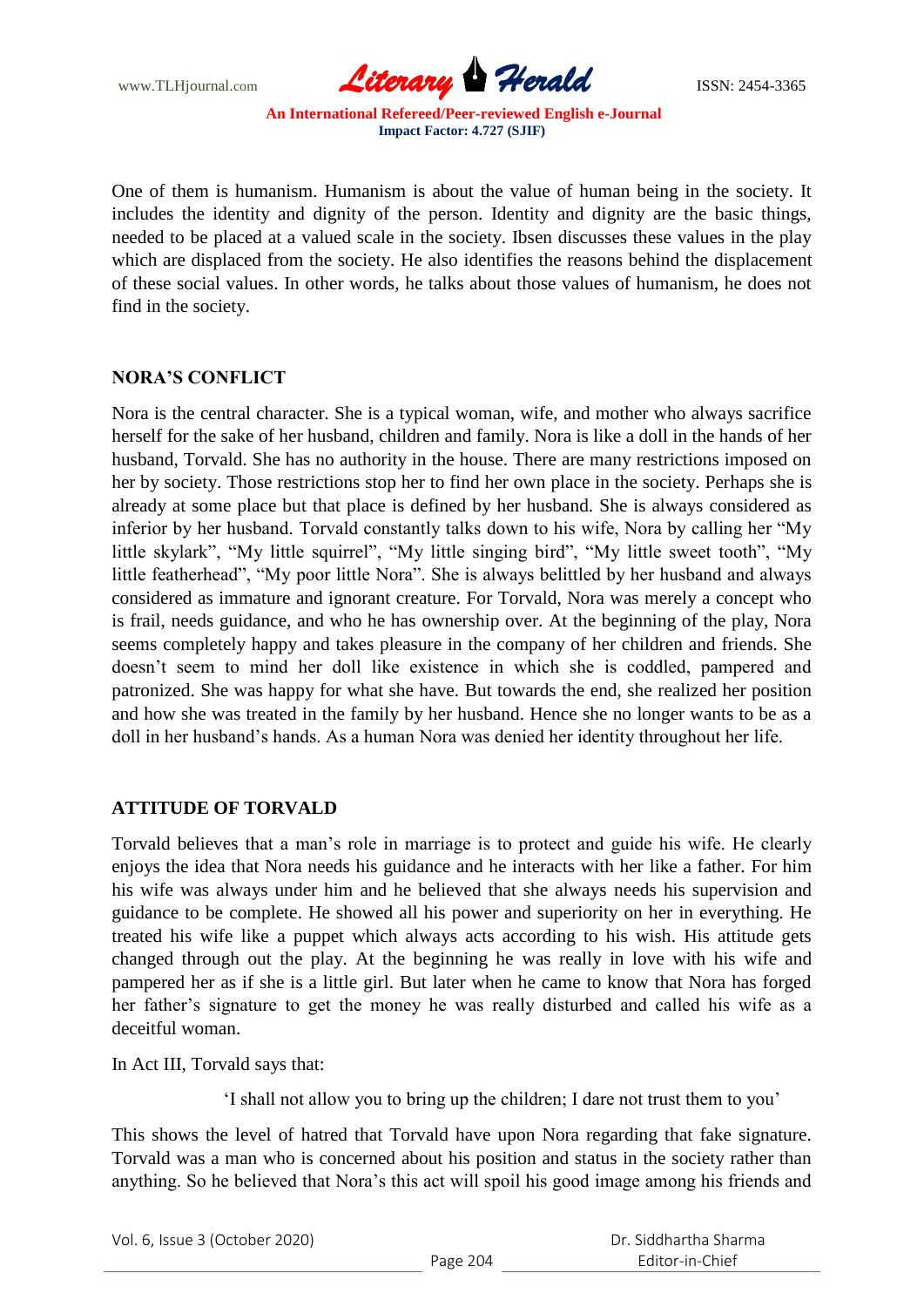One of them is humanism. Humanism is about the value of human being in the society. It includes the identity and dignity of the person. Identity and dignity are the basic things, needed to be placed at a valued scale in the society. Ibsen discusses these values in the play which are displaced from the society. He also identifies the reasons behind the displacement of these social values. In other words, he talks about those values of humanism, he does not find in the society.

## NORA'S CONFLICT

Nora is the central character. She is a typical woman, wife, and mother who always sacrifice herself for the sake of her husband, children and family. Nora is like a doll in the hands of her husband, Torvald. She has no authority in the house. There are many restrictions imposed on her by society. Those restrictions stop her to find her own place in the society. Perhaps she is already at some place but that place is defined by her husband. She is always considered as inferior by her husband. Torvald constantly talks down to his wife, Nora by calling her "My little skylark", "My little squirrel", "My little singing bird", "My little sweet tooth", "My little featherhead", "My poor little Nora". She is always belittled by her husband and always considered as immature and ignorant creature. For Torvald, Nora was merely a concept who is frail, needs guidance, and who he has ownership over. At the beginning of the play, Nora seems completely happy and takes pleasure in the company of her children and friends. She doesn't seem to mind her doll like existence in which she is coddled, pampered and patronized. She was happy for what she have. But towards the end, she realized her position and how she was treated in the family by her husband. Hence she no longer wants to be as a doll in her husband's hands. As a human Nora was denied her identity throughout her life.

## ATTITUDE OF TORVALD

Torvald believes that a man's role in marriage is to protect and guide his wife. He clearly enjoys the idea that Nora needs his guidance and he interacts with her like a father. For him his wife was always under him and he believed that she always needs his supervision and guidance to be complete. He showed all his power and superiority on her in everything. He treated his wife like a puppet which always acts according to his wish. His attitude gets changed through out the play. At the beginning he was really in love with his wife and pampered her as if she is a little girl. But later when he came to know that Nora has forged her father's signature to get the money he was really disturbed and called his wife as a deceitful woman.

In Act III, Torvald says that:

> 'I shall not allow you to bring up the children; I dare not trust them to you'

This shows the level of hatred that Torvald have upon Nora regarding that fake signature. Torvald was a man who is concerned about his position and status in the society rather than anything. So he believed that Nora's this act will spoil his good image among his friends and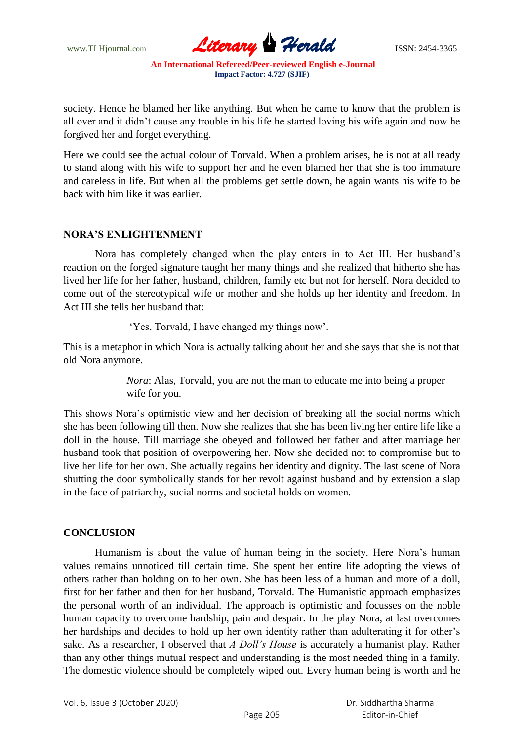society. Hence he blamed her like anything. But when he came to know that the problem is all over and it didn't cause any trouble in his life he started loving his wife again and now he forgived her and forget everything.

Here we could see the actual colour of Torvald. When a problem arises, he is not at all ready to stand along with his wife to support her and he even blamed her that she is too immature and careless in life. But when all the problems get settle down, he again wants his wife to be back with him like it was earlier.

## NORA'S ENLIGHTENMENT

Nora has completely changed when the play enters in to Act III. Her husband's reaction on the forged signature taught her many things and she realized that hitherto she has lived her life for her father, husband, children, family etc but not for herself. Nora decided to come out of the stereotypical wife or mother and she holds up her identity and freedom. In Act III she tells her husband that:

> 'Yes, Torvald, I have changed my things now'.

This is a metaphor in which Nora is actually talking about her and she says that she is not that old Nora anymore.

> *Nora*: Alas, Torvald, you are not the man to educate me into being a proper wife for you.

This shows Nora's optimistic view and her decision of breaking all the social norms which she has been following till then. Now she realizes that she has been living her entire life like a doll in the house. Till marriage she obeyed and followed her father and after marriage her husband took that position of overpowering her. Now she decided not to compromise but to live her life for her own. She actually regains her identity and dignity. The last scene of Nora shutting the door symbolically stands for her revolt against husband and by extension a slap in the face of patriarchy, social norms and societal holds on women.

## CONCLUSION

Humanism is about the value of human being in the society. Here Nora's human values remains unnoticed till certain time. She spent her entire life adopting the views of others rather than holding on to her own. She has been less of a human and more of a doll, first for her father and then for her husband, Torvald. The Humanistic approach emphasizes the personal worth of an individual. The approach is optimistic and focusses on the noble human capacity to overcome hardship, pain and despair. In the play Nora, at last overcomes her hardships and decides to hold up her own identity rather than adulterating it for other's sake. As a researcher, I observed that *A Doll's House* is accurately a humanist play. Rather than any other things mutual respect and understanding is the most needed thing in a family. The domestic violence should be completely wiped out. Every human being is worth and he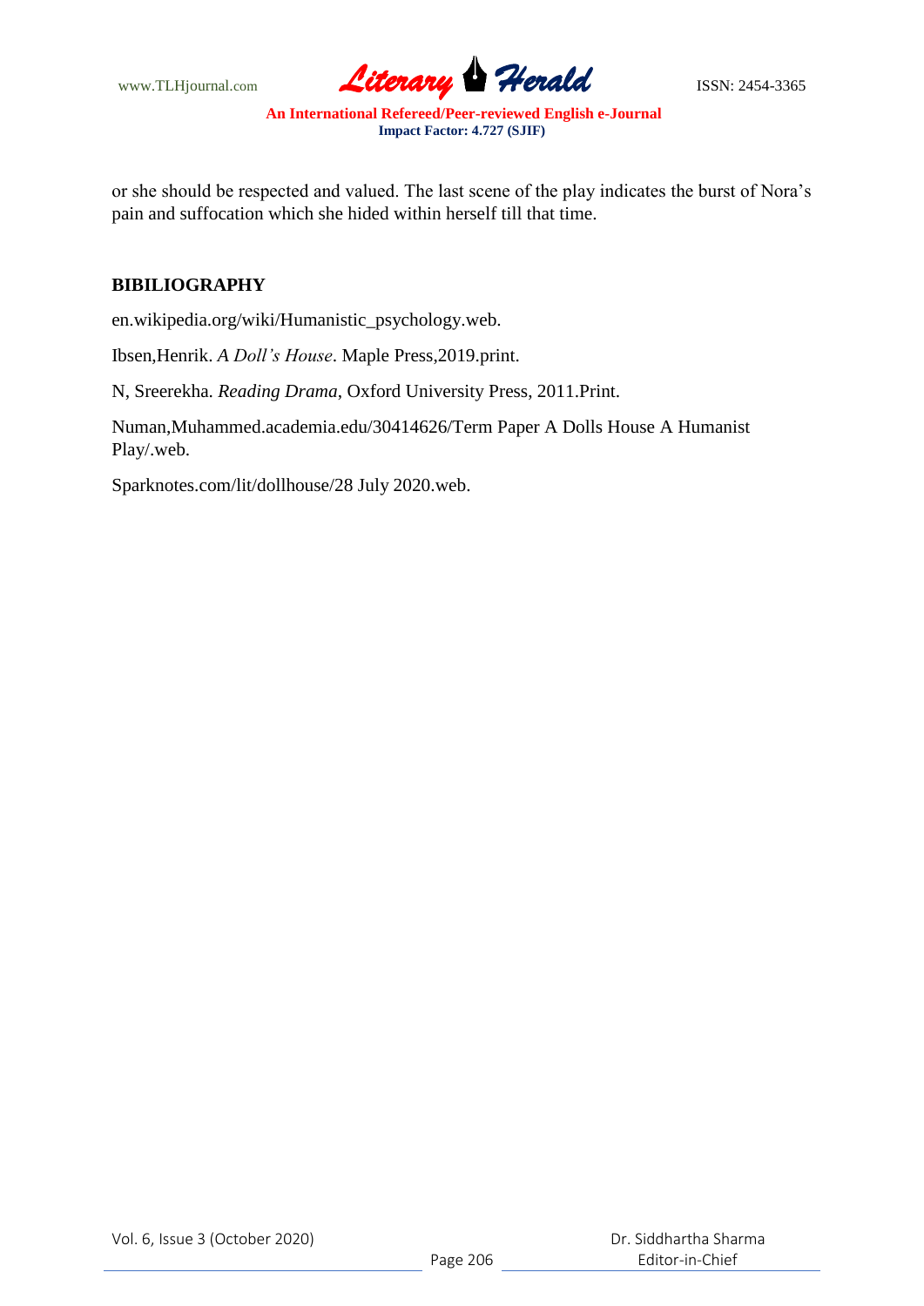or she should be respected and valued. The last scene of the play indicates the burst of Nora's pain and suffocation which she hided within herself till that time.

## BIBILIOGRAPHY

en.wikipedia.org/wiki/Humanistic_psychology.web.

Ibsen,Henrik. *A Doll's House*. Maple Press,2019.print.

N, Sreerekha. *Reading Drama*, Oxford University Press, 2011.Print.

Numan,Muhammed.academia.edu/30414626/Term Paper A Dolls House A Humanist Play/.web.

Sparknotes.com/lit/dollhouse/28 July 2020.web.